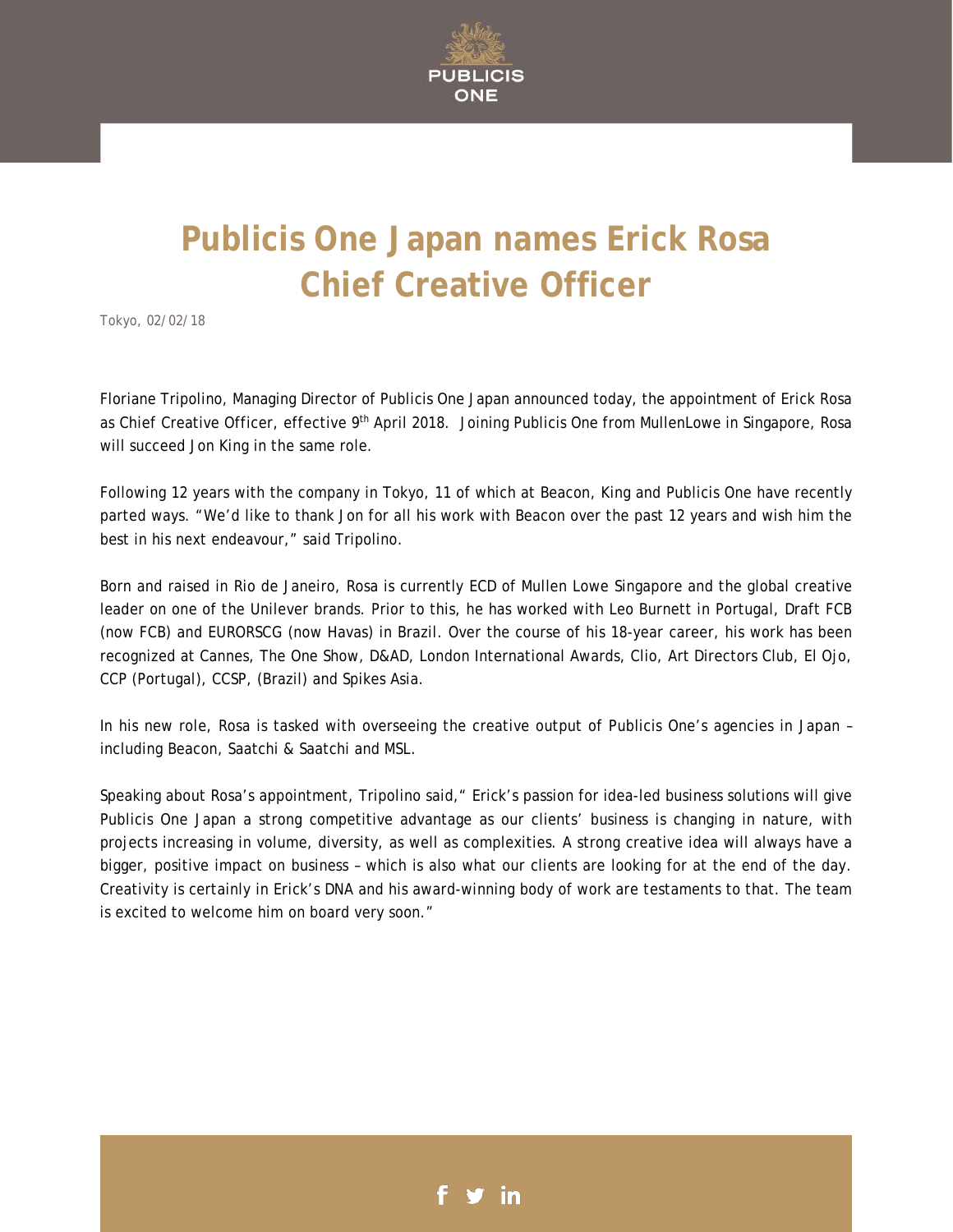# Publicis One Japan names Erick Rosa Chief Creative Officer

Tokyo, 02/02/18

Floriane Tripolino, Managing Director of Publicis One Japan announced today, the appointment of Erick Rosa as Chief Creative Officer, effective 9th April 2018. Joining Publicis One from MullenLowe in Singapore, Rosa will succeed Jon King in the same role.

Following 12 years with the company in Tokyo, 11 of which at Beacon, King and Publicis One have recently parted ways. "We'd like to thank Jon for all his work with Beacon over the past 12 years and wish him the best in his next endeavour," said Tripolino.

Born and raised in Rio de Janeiro, Rosa is currently ECD of Mullen Lowe Singapore and the global creative leader on one of the Unilever brands. Prior to this, he has worked with Leo Burnett in Portugal, Draft FCB (now FCB) and EURORSCG (now Havas) in Brazil. Over the course of his 18-year career, his work has been recognized at Cannes, The One Show, D&AD, London International Awards, Clio, Art Directors Club, El Ojo, CCP (Portugal), CCSP, (Brazil) and Spikes Asia.

In his new role, Rosa is tasked with overseeing the creative output of Publicis One's agencies in Japan – including Beacon, Saatchi & Saatchi and MSL.

Speaking about Rosa's appointment, Tripolino said," Erick's passion for idea-led business solutions will give Publicis One Japan a strong competitive advantage as our clients' business is changing in nature, with projects increasing in volume, diversity, as well as complexities. A strong creative idea will always have a bigger, positive impact on business – which is also what our clients are looking for at the end of the day. Creativity is certainly in Erick's DNA and his award-winning body of work are testaments to that. The team is excited to welcome him on board very soon."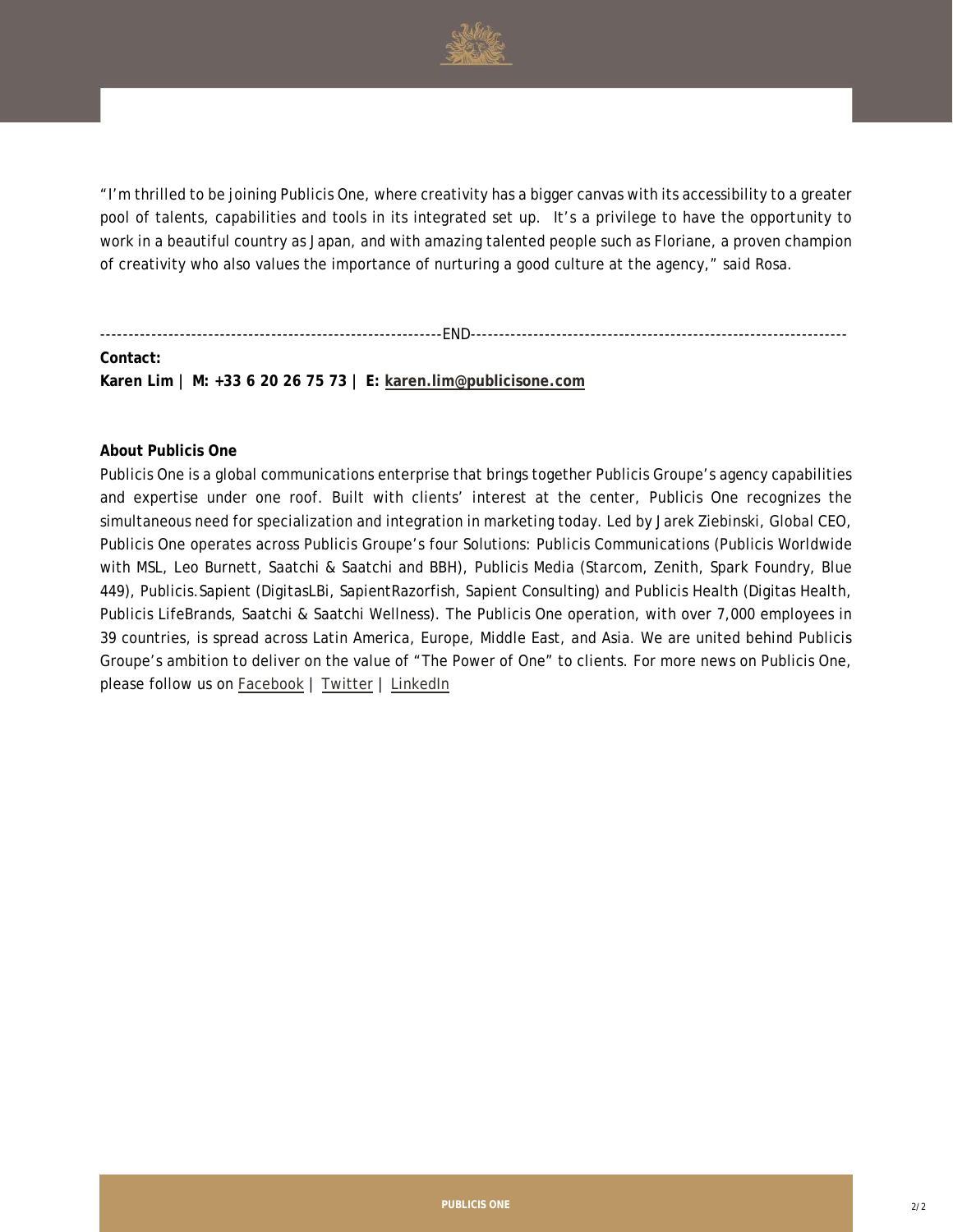“I’m thrilled to be joining Publicis One, where creativity has a bigger canvas with its accessibility to a greater pool of talents, capabilities and tools in its integrated set up. It’s a privilege to have the opportunity to work in a beautiful country as Japan, and with amazing talented people such as Floriane, a proven champion of creativity who also values the importance of nurturing a good culture at the agency,” said Rosa.

-----------------------------------------------------------END-----------------------------------------------------------------

**Contact:**
**Karen Lim | M: +33 6 20 26 75 73 | E: karen.lim@publicisone.com**

**About Publicis One**

Publicis One is a global communications enterprise that brings together Publicis Groupe’s agency capabilities and expertise under one roof. Built with clients’ interest at the center, Publicis One recognizes the simultaneous need for specialization and integration in marketing today. Led by Jarek Ziebinski, Global CEO, Publicis One operates across Publicis Groupe’s four Solutions: Publicis Communications (Publicis Worldwide with MSL, Leo Burnett, Saatchi & Saatchi and BBH), Publicis Media (Starcom, Zenith, Spark Foundry, Blue 449), Publicis.Sapient (DigitasLBi, SapientRazorfish, Sapient Consulting) and Publicis Health (Digitas Health, Publicis LifeBrands, Saatchi & Saatchi Wellness). The Publicis One operation, with over 7,000 employees in 39 countries, is spread across Latin America, Europe, Middle East, and Asia. We are united behind Publicis Groupe’s ambition to deliver on the value of “The Power of One” to clients. For more news on Publicis One, please follow us on Facebook | Twitter | LinkedIn